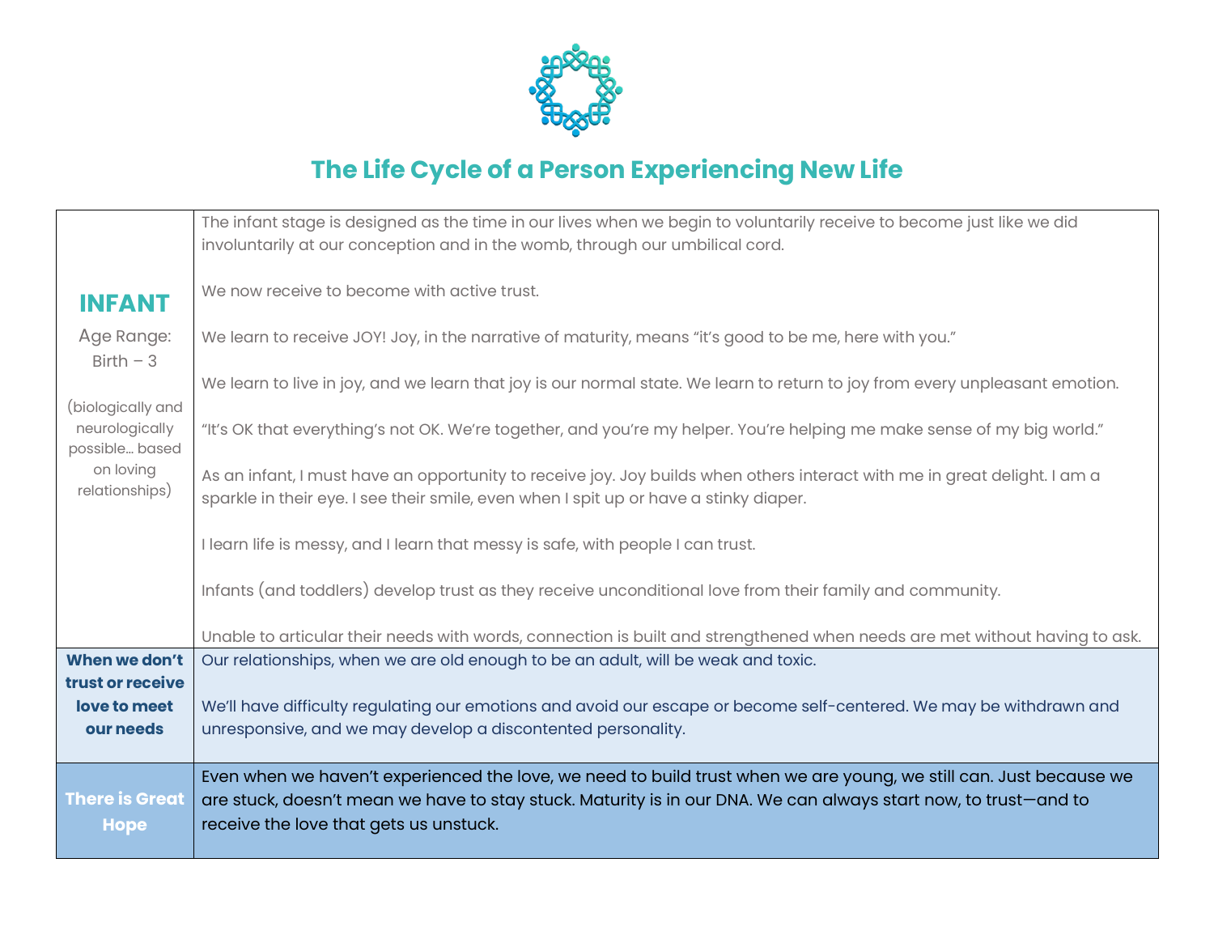# The Life Cycle of a Person Experiencing New Life

| | |
|---|---|
| **INFANT**<br><br>Age Range: Birth – 3<br><br>(biologically and neurologically possible… based on loving relationships) | The infant stage is designed as the time in our lives when we begin to voluntarily receive to become just like we did involuntarily at our conception and in the womb, through our umbilical cord.<br><br>We now receive to become with active trust.<br><br>We learn to receive JOY! Joy, in the narrative of maturity, means "it's good to be me, here with you."<br><br>We learn to live in joy, and we learn that joy is our normal state. We learn to return to joy from every unpleasant emotion.<br><br>"It's OK that everything's not OK. We're together, and you're my helper. You're helping me make sense of my big world."<br><br>As an infant, I must have an opportunity to receive joy. Joy builds when others interact with me in great delight. I am a sparkle in their eye. I see their smile, even when I spit up or have a stinky diaper.<br><br>I learn life is messy, and I learn that messy is safe, with people I can trust.<br><br>Infants (and toddlers) develop trust as they receive unconditional love from their family and community.<br><br>Unable to articular their needs with words, connection is built and strengthened when needs are met without having to ask. |
| **When we don't trust or receive love to meet our needs** | Our relationships, when we are old enough to be an adult, will be weak and toxic.<br><br>We'll have difficulty regulating our emotions and avoid our escape or become self-centered. We may be withdrawn and unresponsive, and we may develop a discontented personality. |
| **There is Great Hope** | Even when we haven't experienced the love, we need to build trust when we are young, we still can. Just because we are stuck, doesn't mean we have to stay stuck. Maturity is in our DNA. We can always start now, to trust—and to receive the love that gets us unstuck. |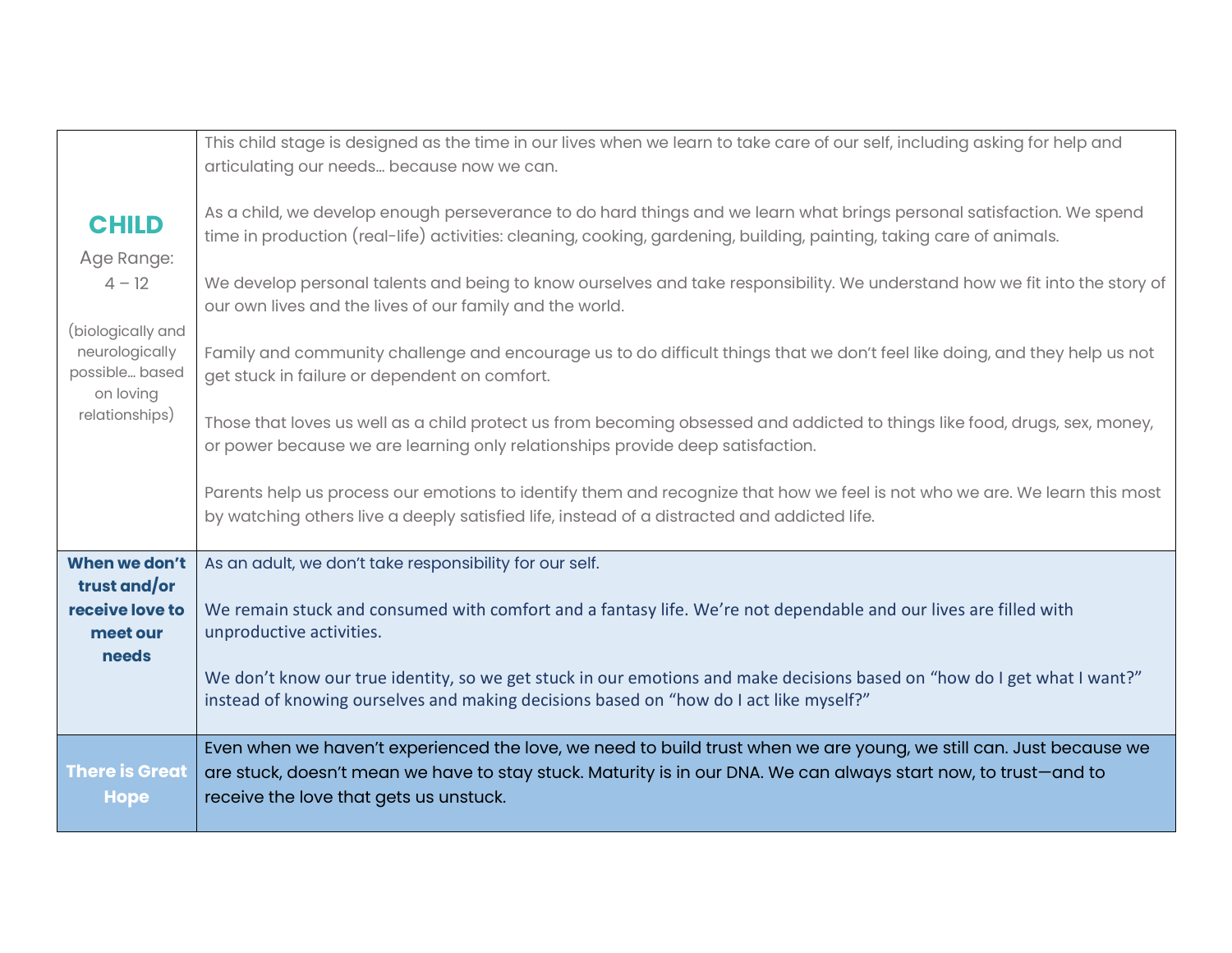| | |
|---|---|
| **CHILD**<br>Age Range:<br>4 – 12<br><br>(biologically and neurologically possible… based on loving relationships) | This child stage is designed as the time in our lives when we learn to take care of our self, including asking for help and articulating our needs… because now we can.<br><br>As a child, we develop enough perseverance to do hard things and we learn what brings personal satisfaction. We spend time in production (real-life) activities: cleaning, cooking, gardening, building, painting, taking care of animals.<br><br>We develop personal talents and being to know ourselves and take responsibility. We understand how we fit into the story of our own lives and the lives of our family and the world.<br><br>Family and community challenge and encourage us to do difficult things that we don't feel like doing, and they help us not get stuck in failure or dependent on comfort.<br><br>Those that loves us well as a child protect us from becoming obsessed and addicted to things like food, drugs, sex, money, or power because we are learning only relationships provide deep satisfaction.<br><br>Parents help us process our emotions to identify them and recognize that how we feel is not who we are. We learn this most by watching others live a deeply satisfied life, instead of a distracted and addicted life. |
| **When we don't trust and/or receive love to meet our needs** | As an adult, we don't take responsibility for our self.<br><br>We remain stuck and consumed with comfort and a fantasy life. We're not dependable and our lives are filled with unproductive activities.<br><br>We don't know our true identity, so we get stuck in our emotions and make decisions based on "how do I get what I want?" instead of knowing ourselves and making decisions based on "how do I act like myself?" |
| **There is Great Hope** | Even when we haven't experienced the love, we need to build trust when we are young, we still can. Just because we are stuck, doesn't mean we have to stay stuck. Maturity is in our DNA. We can always start now, to trust—and to receive the love that gets us unstuck. |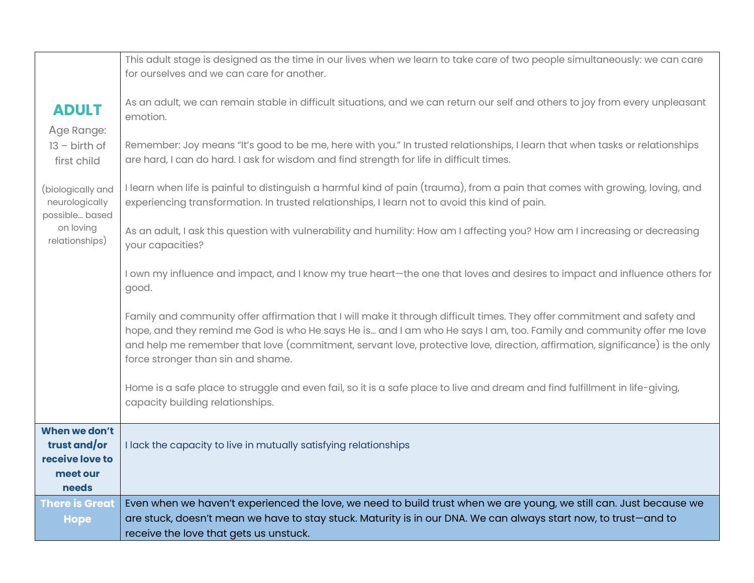| **ADULT**<br>Age Range: 13 – birth of first child<br><br>(biologically and neurologically possible… based on loving relationships) | This adult stage is designed as the time in our lives when we learn to take care of two people simultaneously: we can care for ourselves and we can care for another.<br><br>As an adult, we can remain stable in difficult situations, and we can return our self and others to joy from every unpleasant emotion.<br><br>Remember: Joy means "It's good to be me, here with you." In trusted relationships, I learn that when tasks or relationships are hard, I can do hard. I ask for wisdom and find strength for life in difficult times.<br><br>I learn when life is painful to distinguish a harmful kind of pain (trauma), from a pain that comes with growing, loving, and experiencing transformation. In trusted relationships, I learn not to avoid this kind of pain.<br><br>As an adult, I ask this question with vulnerability and humility: How am I affecting you? How am I increasing or decreasing your capacities?<br><br>I own my influence and impact, and I know my true heart—the one that loves and desires to impact and influence others for good.<br><br>Family and community offer affirmation that I will make it through difficult times. They offer commitment and safety and hope, and they remind me God is who He says He is… and I am who He says I am, too. Family and community offer me love and help me remember that love (commitment, servant love, protective love, direction, affirmation, significance) is the only force stronger than sin and shame.<br><br>Home is a safe place to struggle and even fail, so it is a safe place to live and dream and find fulfillment in life-giving, capacity building relationships. |
|---|---|
| **When we don't trust and/or receive love to meet our needs** | I lack the capacity to live in mutually satisfying relationships |
| **There is Great Hope** | Even when we haven't experienced the love, we need to build trust when we are young, we still can. Just because we are stuck, doesn't mean we have to stay stuck. Maturity is in our DNA. We can always start now, to trust—and to receive the love that gets us unstuck. |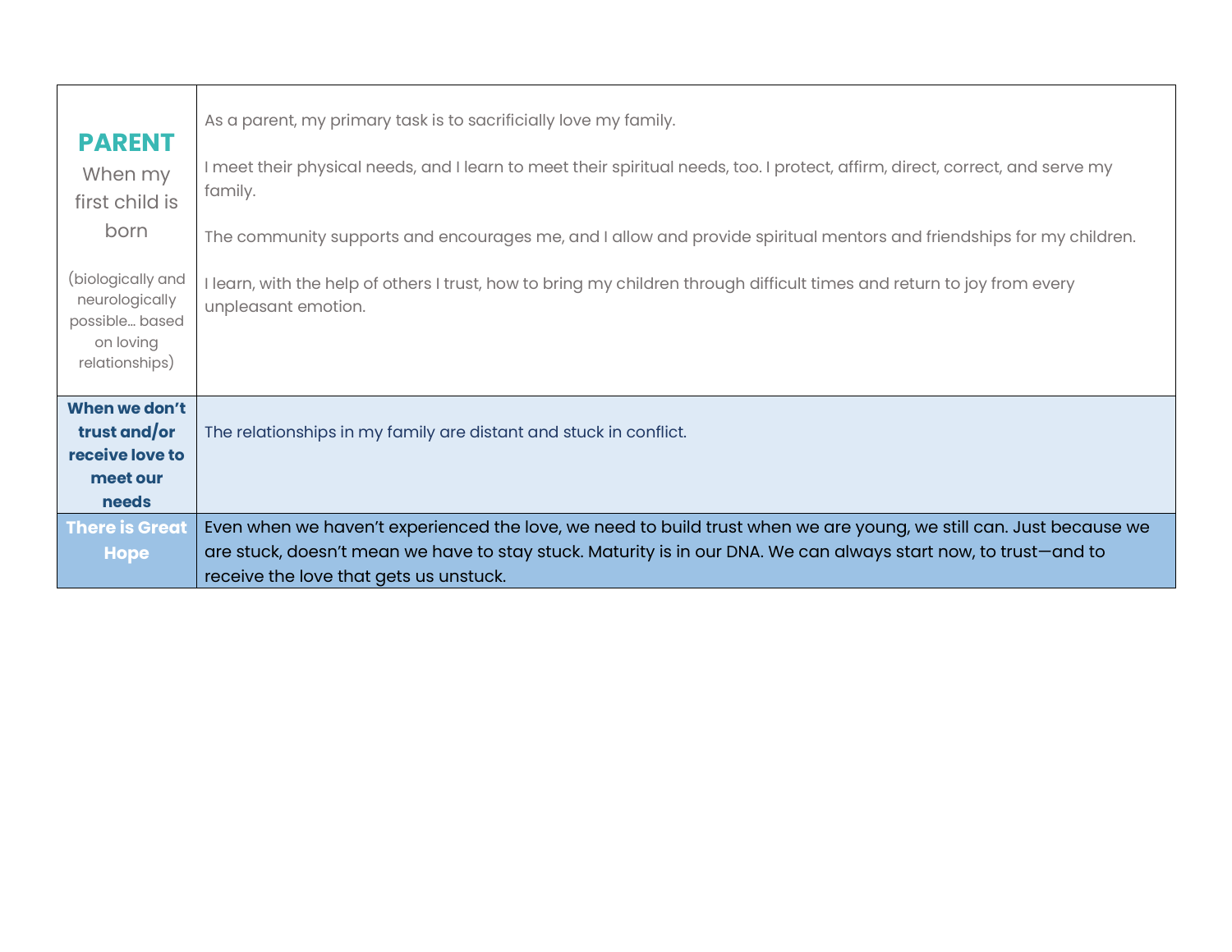| **PARENT** When my first child is born (biologically and neurologically possible… based on loving relationships) | As a parent, my primary task is to sacrificially love my family.<br><br>I meet their physical needs, and I learn to meet their spiritual needs, too. I protect, affirm, direct, correct, and serve my family.<br><br>The community supports and encourages me, and I allow and provide spiritual mentors and friendships for my children.<br><br>I learn, with the help of others I trust, how to bring my children through difficult times and return to joy from every unpleasant emotion. |
|---|---|
| **When we don't trust and/or receive love to meet our needs** | The relationships in my family are distant and stuck in conflict. |
| **There is Great Hope** | Even when we haven't experienced the love, we need to build trust when we are young, we still can. Just because we are stuck, doesn't mean we have to stay stuck. Maturity is in our DNA. We can always start now, to trust—and to receive the love that gets us unstuck. |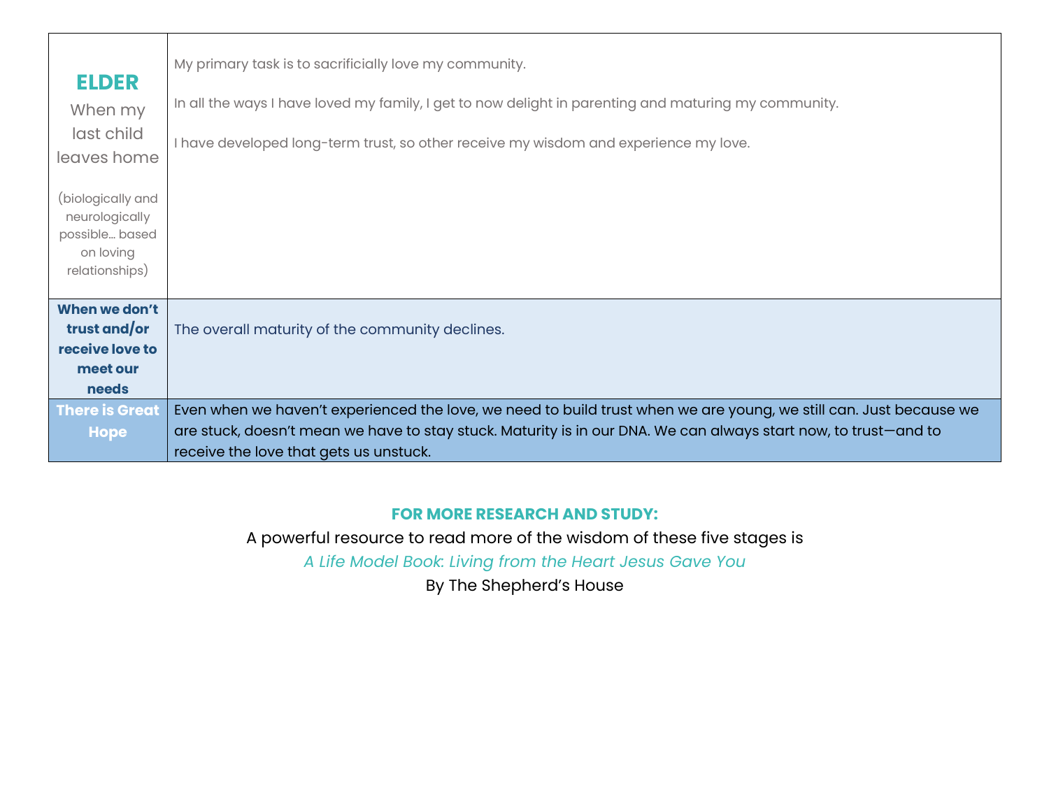| | |
|---|---|
| **ELDER**<br>When my last child leaves home<br><br>(biologically and neurologically possible… based on loving relationships) | My primary task is to sacrificially love my community.<br><br>In all the ways I have loved my family, I get to now delight in parenting and maturing my community.<br><br>I have developed long-term trust, so other receive my wisdom and experience my love. |
| **When we don't trust and/or receive love to meet our needs** | The overall maturity of the community declines. |
| **There is Great Hope** | Even when we haven't experienced the love, we need to build trust when we are young, we still can. Just because we are stuck, doesn't mean we have to stay stuck. Maturity is in our DNA. We can always start now, to trust—and to receive the love that gets us unstuck. |

**FOR MORE RESEARCH AND STUDY:**

A powerful resource to read more of the wisdom of these five stages is

*A Life Model Book: Living from the Heart Jesus Gave You*

By The Shepherd's House